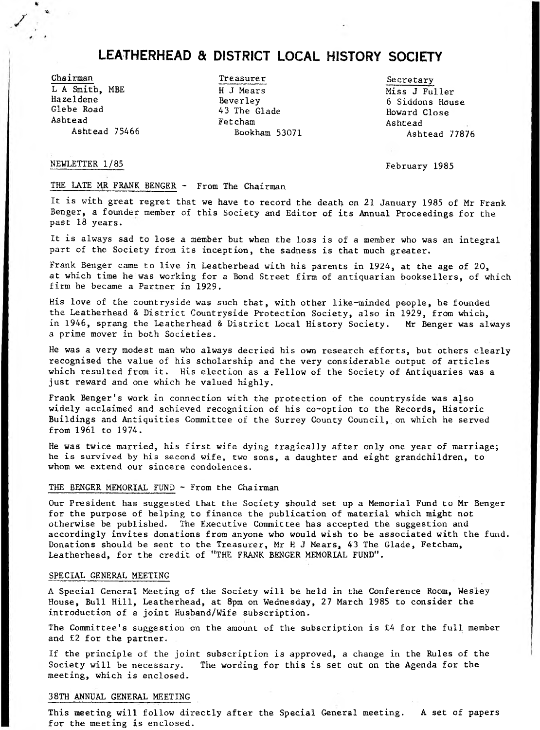# LEATHERHEAD & DISTRICT LOCAL HISTORY SOCIETY

| Chairman | Treasurer | Secretary |
|---|---|---|
| L A Smith, MBE | H J Mears | Miss J Fuller |
| Hazeldene | Beverley | 6 Siddons House |
| Glebe Road | 43 The Glade | Howard Close |
| Ashtead | Fetcham | Ashtead |
| Ashtead 75466 | Bookham 53071 | Ashtead 77876 |

NEWLETTER 1/85

February 1985

## THE LATE MR FRANK BENGER - From The Chairman

It is with great regret that we have to record the death on 21 January 1985 of Mr Frank Benger, a founder member of this Society and Editor of its Annual Proceedings for the past 18 years.

It is always sad to lose a member but when the loss is of a member who was an integral part of the Society from its inception, the sadness is that much greater.

Frank Benger came to live in Leatherhead with his parents in 1924, at the age of 20, at which time he was working for a Bond Street firm of antiquarian booksellers, of which firm he became a Partner in 1929.

His love of the countryside was such that, with other like-minded people, he founded the Leatherhead & District Countryside Protection Society, also in 1929, from which, in 1946, sprang the Leatherhead & District Local History Society. Mr Benger was always a prime mover in both Societies.

He was a very modest man who always decried his own research efforts, but others clearly recognised the value of his scholarship and the very considerable output of articles which resulted from it. His election as a Fellow of the Society of Antiquaries was a just reward and one which he valued highly.

Frank Benger's work in connection with the protection of the countryside was also widely acclaimed and achieved recognition of his co-option to the Records, Historic Buildings and Antiquities Committee of the Surrey County Council, on which he served from 1961 to 1974.

He was twice married, his first wife dying tragically after only one year of marriage; he is survived by his second wife, two sons, a daughter and eight grandchildren, to whom we extend our sincere condolences.

## THE BENGER MEMORIAL FUND - From the Chairman

Our President has suggested that the Society should set up a Memorial Fund to Mr Benger for the purpose of helping to finance the publication of material which might not otherwise be published. The Executive Committee has accepted the suggestion and accordingly invites donations from anyone who would wish to be associated with the fund. Donations should be sent to the Treasurer, Mr H J Mears, 43 The Glade, Fetcham, Leatherhead, for the credit of "THE FRANK BENGER MEMORIAL FUND".

## SPECIAL GENERAL MEETING

A Special General Meeting of the Society will be held in the Conference Room, Wesley House, Bull Hill, Leatherhead, at 8pm on Wednesday, 27 March 1985 to consider the introduction of a joint Husband/Wife subscription.

The Committee's suggestion on the amount of the subscription is £4 for the full member and £2 for the partner.

If the principle of the joint subscription is approved, a change in the Rules of the Society will be necessary. The wording for this is set out on the Agenda for the meeting, which is enclosed.

## 38TH ANNUAL GENERAL MEETING

This meeting will follow directly after the Special General meeting. A set of papers for the meeting is enclosed.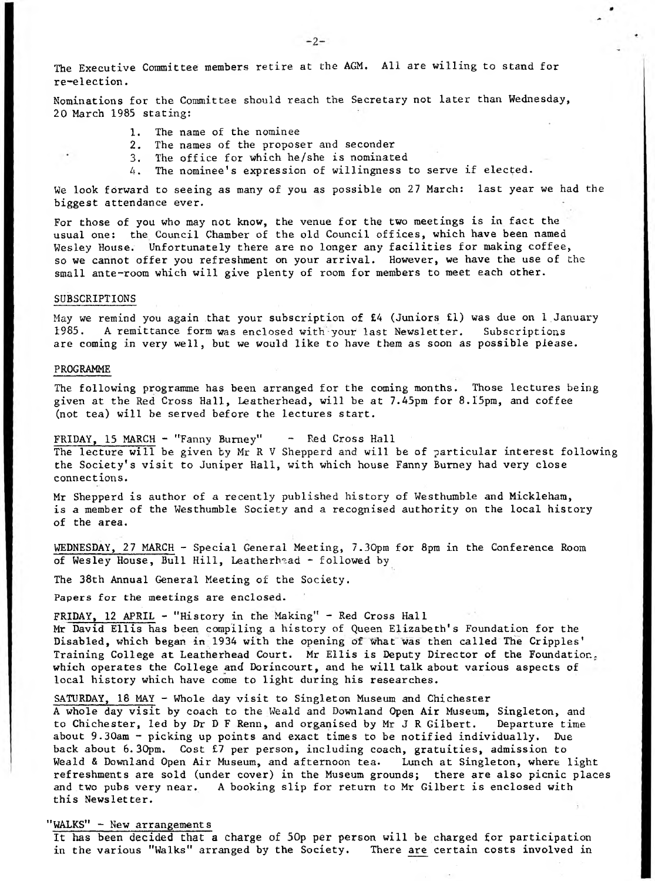The Executive Committee members retire at the AGM. All are willing to stand for re-election.

Nominations for the Committee should reach the Secretary not later than Wednesday, 20 March 1985 stating:

1. The name of the nominee
2. The names of the proposer and seconder
3. The office for which he/she is nominated
4. The nominee's expression of willingness to serve if elected.

We look forward to seeing as many of you as possible on 27 March: last year we had the biggest attendance ever.

For those of you who may not know, the venue for the two meetings is in fact the usual one: the Council Chamber of the old Council offices, which have been named Wesley House. Unfortunately there are no longer any facilities for making coffee, so we cannot offer you refreshment on your arrival. However, we have the use of the small ante-room which will give plenty of room for members to meet each other.

## SUBSCRIPTIONS

May we remind you again that your subscription of £4 (Juniors £1) was due on 1 January 1985. A remittance form was enclosed with your last Newsletter. Subscriptions are coming in very well, but we would like to have them as soon as possible please.

## PROGRAMME

The following programme has been arranged for the coming months. Those lectures being given at the Red Cross Hall, Leatherhead, will be at 7.45pm for 8.15pm, and coffee (not tea) will be served before the lectures start.

FRIDAY, 15 MARCH - "Fanny Burney" - Red Cross Hall

The lecture will be given by Mr R V Shepperd and will be of particular interest following the Society's visit to Juniper Hall, with which house Fanny Burney had very close connections.

Mr Shepperd is author of a recently published history of Westhumble and Mickleham, is a member of the Westhumble Society and a recognised authority on the local history of the area.

WEDNESDAY, 27 MARCH - Special General Meeting, 7.30pm for 8pm in the Conference Room of Wesley House, Bull Hill, Leatherhead - followed by

The 38th Annual General Meeting of the Society.

Papers for the meetings are enclosed.

FRIDAY, 12 APRIL - "History in the Making" - Red Cross Hall

Mr David Ellis has been compiling a history of Queen Elizabeth's Foundation for the Disabled, which began in 1934 with the opening of what was then called The Cripples' Training College at Leatherhead Court. Mr Ellis is Deputy Director of the Foundation, which operates the College and Dorincourt, and he will talk about various aspects of local history which have come to light during his researches.

SATURDAY, 18 MAY - Whole day visit to Singleton Museum and Chichester

A whole day visit by coach to the Weald and Downland Open Air Museum, Singleton, and to Chichester, led by Dr D F Renn, and organised by Mr J R Gilbert. Departure time about 9.30am - picking up points and exact times to be notified individually. Due back about 6.30pm. Cost £7 per person, including coach, gratuities, admission to Weald & Downland Open Air Museum, and afternoon tea. Lunch at Singleton, where light refreshments are sold (under cover) in the Museum grounds; there are also picnic places and two pubs very near. A booking slip for return to Mr Gilbert is enclosed with this Newsletter.

"WALKS" - New arrangements

It has been decided that a charge of 50p per person will be charged for participation in the various "Walks" arranged by the Society. There are certain costs involved in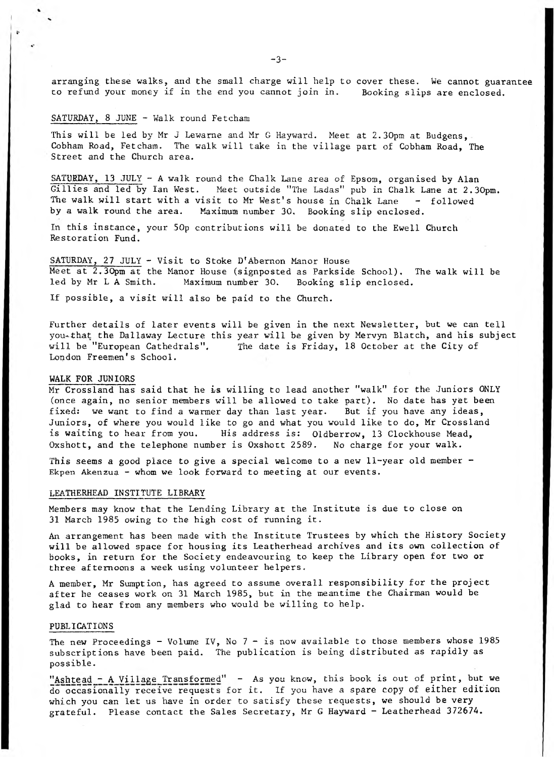arranging these walks, and the small charge will help to cover these. We cannot guarantee to refund your money if in the end you cannot join in. Booking slips are enclosed.

SATURDAY, 8 JUNE - Walk round Fetcham

This will be led by Mr J Lewarne and Mr G Hayward. Meet at 2.30pm at Budgens, Cobham Road, Fetcham. The walk will take in the village part of Cobham Road, The Street and the Church area.

SATURDAY, 13 JULY - A walk round the Chalk Lane area of Epsom, organised by Alan Gillies and led by Ian West. Meet outside "The Ladas" pub in Chalk Lane at 2.30pm. The walk will start with a visit to Mr West's house in Chalk Lane - followed by a walk round the area. Maximum number 30. Booking slip enclosed.

In this instance, your 50p contributions will be donated to the Ewell Church Restoration Fund.

SATURDAY, 27 JULY - Visit to Stoke D'Abernon Manor House
Meet at 2.30pm at the Manor House (signposted as Parkside School). The walk will be led by Mr L A Smith. Maximum number 30. Booking slip enclosed.

If possible, a visit will also be paid to the Church.

Further details of later events will be given in the next Newsletter, but we can tell you that the Dallaway Lecture this year will be given by Mervyn Blatch, and his subject will be "European Cathedrals". The date is Friday, 18 October at the City of London Freemen's School.

## WALK FOR JUNIORS

Mr Crossland has said that he is willing to lead another "walk" for the Juniors ONLY (once again, no senior members will be allowed to take part). No date has yet been fixed: we want to find a warmer day than last year. But if you have any ideas, Juniors, of where you would like to go and what you would like to do, Mr Crossland is waiting to hear from you. His address is: Oldberrow, 13 Clockhouse Mead, Oxshott, and the telephone number is Oxshott 2589. No charge for your walk.

This seems a good place to give a special welcome to a new 11-year old member - Ekpen Akenzua - whom we look forward to meeting at our events.

## LEATHERHEAD INSTITUTE LIBRARY

Members may know that the Lending Library at the Institute is due to close on 31 March 1985 owing to the high cost of running it.

An arrangement has been made with the Institute Trustees by which the History Society will be allowed space for housing its Leatherhead archives and its own collection of books, in return for the Society endeavouring to keep the Library open for two or three afternoons a week using volunteer helpers.

A member, Mr Sumption, has agreed to assume overall responsibility for the project after he ceases work on 31 March 1985, but in the meantime the Chairman would be glad to hear from any members who would be willing to help.

## PUBLICATIONS

The new Proceedings - Volume IV, No 7 - is now available to those members whose 1985 subscriptions have been paid. The publication is being distributed as rapidly as possible.

"Ashtead - A Village Transformed" - As you know, this book is out of print, but we do occasionally receive requests for it. If you have a spare copy of either edition which you can let us have in order to satisfy these requests, we should be very grateful. Please contact the Sales Secretary, Mr G Hayward - Leatherhead 372674.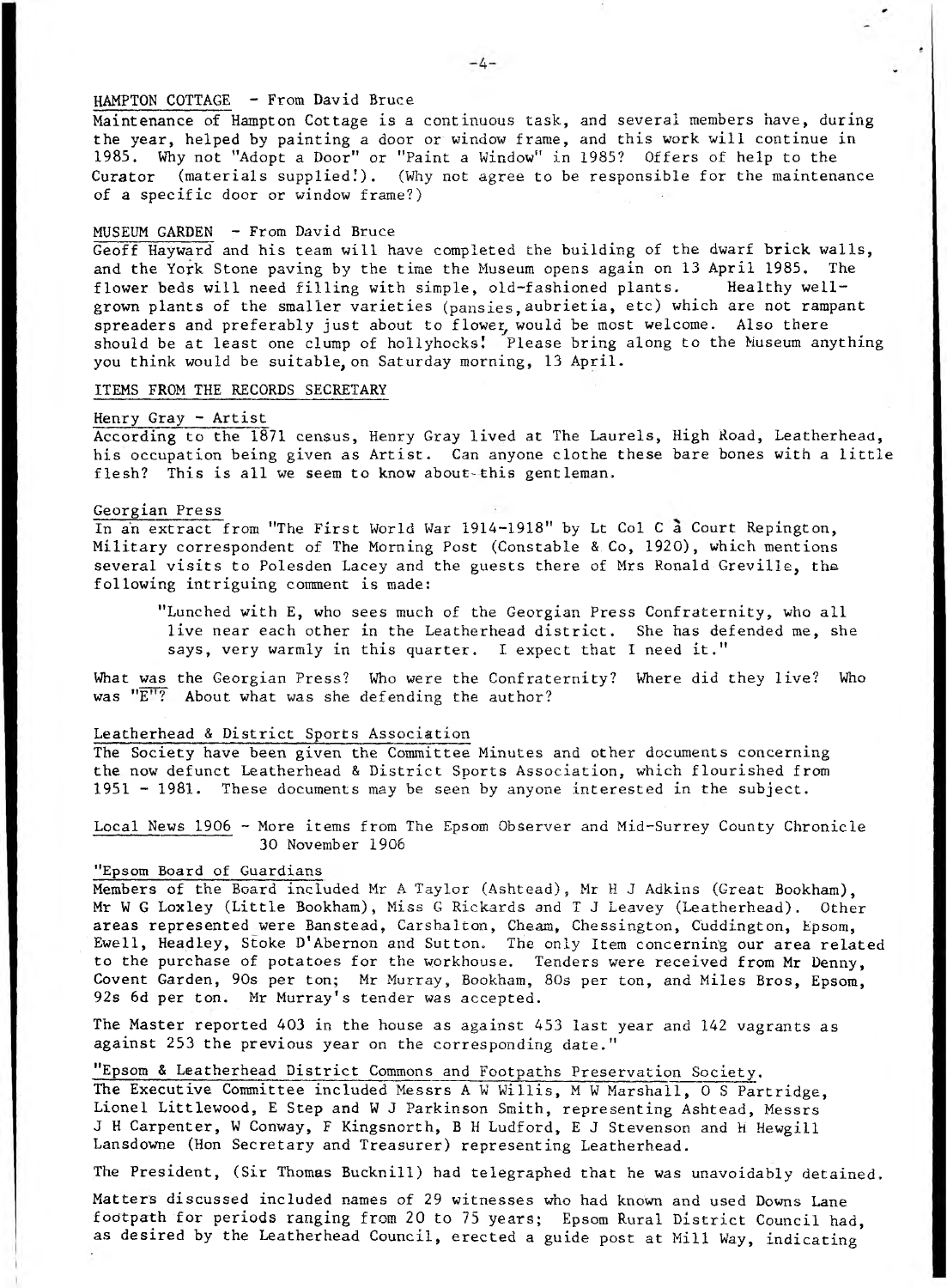## HAMPTON COTTAGE - From David Bruce

Maintenance of Hampton Cottage is a continuous task, and several members have, during the year, helped by painting a door or window frame, and this work will continue in 1985. Why not "Adopt a Door" or "Paint a Window" in 1985? Offers of help to the Curator (materials supplied!). (Why not agree to be responsible for the maintenance of a specific door or window frame?)

## MUSEUM GARDEN - From David Bruce

Geoff Hayward and his team will have completed the building of the dwarf brick walls, and the York Stone paving by the time the Museum opens again on 13 April 1985. The flower beds will need filling with simple, old-fashioned plants. Healthy well-grown plants of the smaller varieties (pansies, aubrietia, etc) which are not rampant spreaders and preferably just about to flower, would be most welcome. Also there should be at least one clump of hollyhocks! Please bring along to the Museum anything you think would be suitable, on Saturday morning, 13 April.

## ITEMS FROM THE RECORDS SECRETARY

### Henry Gray - Artist

According to the 1871 census, Henry Gray lived at The Laurels, High Road, Leatherhead, his occupation being given as Artist. Can anyone clothe these bare bones with a little flesh? This is all we seem to know about this gentleman.

### Georgian Press

In an extract from "The First World War 1914-1918" by Lt Col C à Court Repington, Military correspondent of The Morning Post (Constable & Co, 1920), which mentions several visits to Polesden Lacey and the guests there of Mrs Ronald Greville, the following intriguing comment is made:

> "Lunched with E, who sees much of the Georgian Press Confraternity, who all live near each other in the Leatherhead district. She has defended me, she says, very warmly in this quarter. I expect that I need it."

What was the Georgian Press? Who were the Confraternity? Where did they live? Who was "E"? About what was she defending the author?

### Leatherhead & District Sports Association

The Society have been given the Committee Minutes and other documents concerning the now defunct Leatherhead & District Sports Association, which flourished from 1951 - 1981. These documents may be seen by anyone interested in the subject.

### Local News 1906 - More items from The Epsom Observer and Mid-Surrey County Chronicle 30 November 1906

"Epsom Board of Guardians

Members of the Board included Mr A Taylor (Ashtead), Mr H J Adkins (Great Bookham), Mr W G Loxley (Little Bookham), Miss G Rickards and T J Leavey (Leatherhead). Other areas represented were Banstead, Carshalton, Cheam, Chessington, Cuddington, Epsom, Ewell, Headley, Stoke D'Abernon and Sutton. The only Item concerning our area related to the purchase of potatoes for the workhouse. Tenders were received from Mr Denny, Covent Garden, 90s per ton; Mr Murray, Bookham, 80s per ton, and Miles Bros, Epsom, 92s 6d per ton. Mr Murray's tender was accepted.

The Master reported 403 in the house as against 453 last year and 142 vagrants as against 253 the previous year on the corresponding date."

"Epsom & Leatherhead District Commons and Footpaths Preservation Society.

The Executive Committee included Messrs A W Willis, M W Marshall, O S Partridge, Lionel Littlewood, E Step and W J Parkinson Smith, representing Ashtead, Messrs J H Carpenter, W Conway, F Kingsnorth, B H Ludford, E J Stevenson and H Hewgill Lansdowne (Hon Secretary and Treasurer) representing Leatherhead.

The President, (Sir Thomas Bucknill) had telegraphed that he was unavoidably detained.

Matters discussed included names of 29 witnesses who had known and used Downs Lane footpath for periods ranging from 20 to 75 years; Epsom Rural District Council had, as desired by the Leatherhead Council, erected a guide post at Mill Way, indicating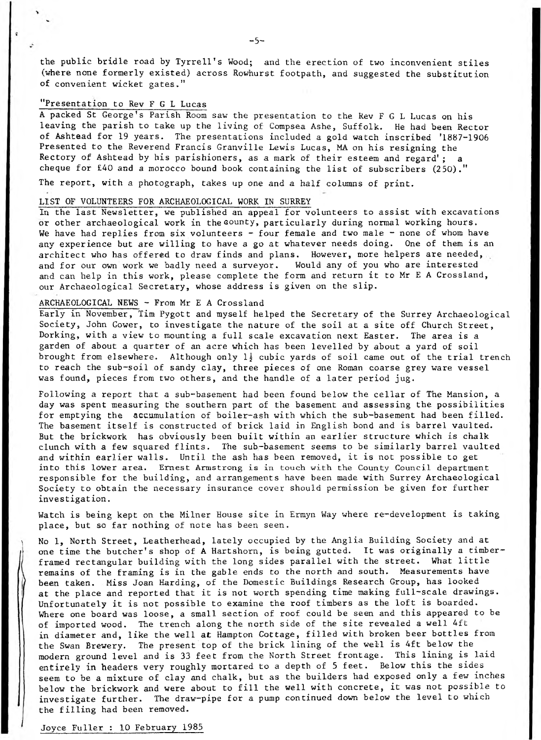the public bridle road by Tyrrell's Wood; and the erection of two inconvenient stiles (where none formerly existed) across Rowhurst footpath, and suggested the substitution of convenient wicket gates."

"Presentation to Rev F G L Lucas

A packed St George's Parish Room saw the presentation to the Rev F G L Lucas on his leaving the parish to take up the living of Compsea Ashe, Suffolk. He had been Rector of Ashtead for 19 years. The presentations included a gold watch inscribed '1887-1906 Presented to the Reverend Francis Granville Lewis Lucas, MA on his resigning the Rectory of Ashtead by his parishioners, as a mark of their esteem and regard'; a cheque for £40 and a morocco bound book containing the list of subscribers (250)."

The report, with a photograph, takes up one and a half columns of print.

## LIST OF VOLUNTEERS FOR ARCHAEOLOGICAL WORK IN SURREY

In the last Newsletter, we published an appeal for volunteers to assist with excavations or other archaeological work in the county, particularly during normal working hours. We have had replies from six volunteers - four female and two male - none of whom have any experience but are willing to have a go at whatever needs doing. One of them is an architect who has offered to draw finds and plans. However, more helpers are needed, and for our own work we badly need a surveyor. Would any of you who are interested and can help in this work, please complete the form and return it to Mr E A Crossland, our Archaeological Secretary, whose address is given on the slip.

## ARCHAEOLOGICAL NEWS - From Mr E A Crossland

Early in November, Tim Pygott and myself helped the Secretary of the Surrey Archaeological Society, John Gower, to investigate the nature of the soil at a site off Church Street, Dorking, with a view to mounting a full scale excavation next Easter. The area is a garden of about a quarter of an acre which has been levelled by about a yard of soil brought from elsewhere. Although only 1½ cubic yards of soil came out of the trial trench to reach the sub-soil of sandy clay, three pieces of one Roman coarse grey ware vessel was found, pieces from two others, and the handle of a later period jug.

Following a report that a sub-basement had been found below the cellar of The Mansion, a day was spent measuring the southern part of the basement and assessing the possibilities for emptying the accumulation of boiler-ash with which the sub-basement had been filled. The basement itself is constructed of brick laid in English bond and is barrel vaulted. But the brickwork has obviously been built within an earlier structure which is chalk clunch with a few squared flints. The sub-basement seems to be similarly barrel vaulted and within earlier walls. Until the ash has been removed, it is not possible to get into this lower area. Ernest Armstrong is in touch with the County Council department responsible for the building, and arrangements have been made with Surrey Archaeological Society to obtain the necessary insurance cover should permission be given for further investigation.

Watch is being kept on the Milner House site in Ermyn Way where re-development is taking place, but so far nothing of note has been seen.

No 1, North Street, Leatherhead, lately occupied by the Anglia Building Society and at one time the butcher's shop of A Hartshorn, is being gutted. It was originally a timber-framed rectangular building with the long sides parallel with the street. What little remains of the framing is in the gable ends to the north and south. Measurements have been taken. Miss Joan Harding, of the Domestic Buildings Research Group, has looked at the place and reported that it is not worth spending time making full-scale drawings. Unfortunately it is not possible to examine the roof timbers as the loft is boarded. Where one board was loose, a small section of roof could be seen and this appeared to be of imported wood. The trench along the north side of the site revealed a well 4ft in diameter and, like the well at Hampton Cottage, filled with broken beer bottles from the Swan Brewery. The present top of the brick lining of the well is 4ft below the modern ground level and is 33 feet from the North Street frontage. This lining is laid entirely in headers very roughly mortared to a depth of 5 feet. Below this the sides seem to be a mixture of clay and chalk, but as the builders had exposed only a few inches below the brickwork and were about to fill the well with concrete, it was not possible to investigate further. The draw-pipe for a pump continued down below the level to which the filling had been removed.

Joyce Fuller : 10 February 1985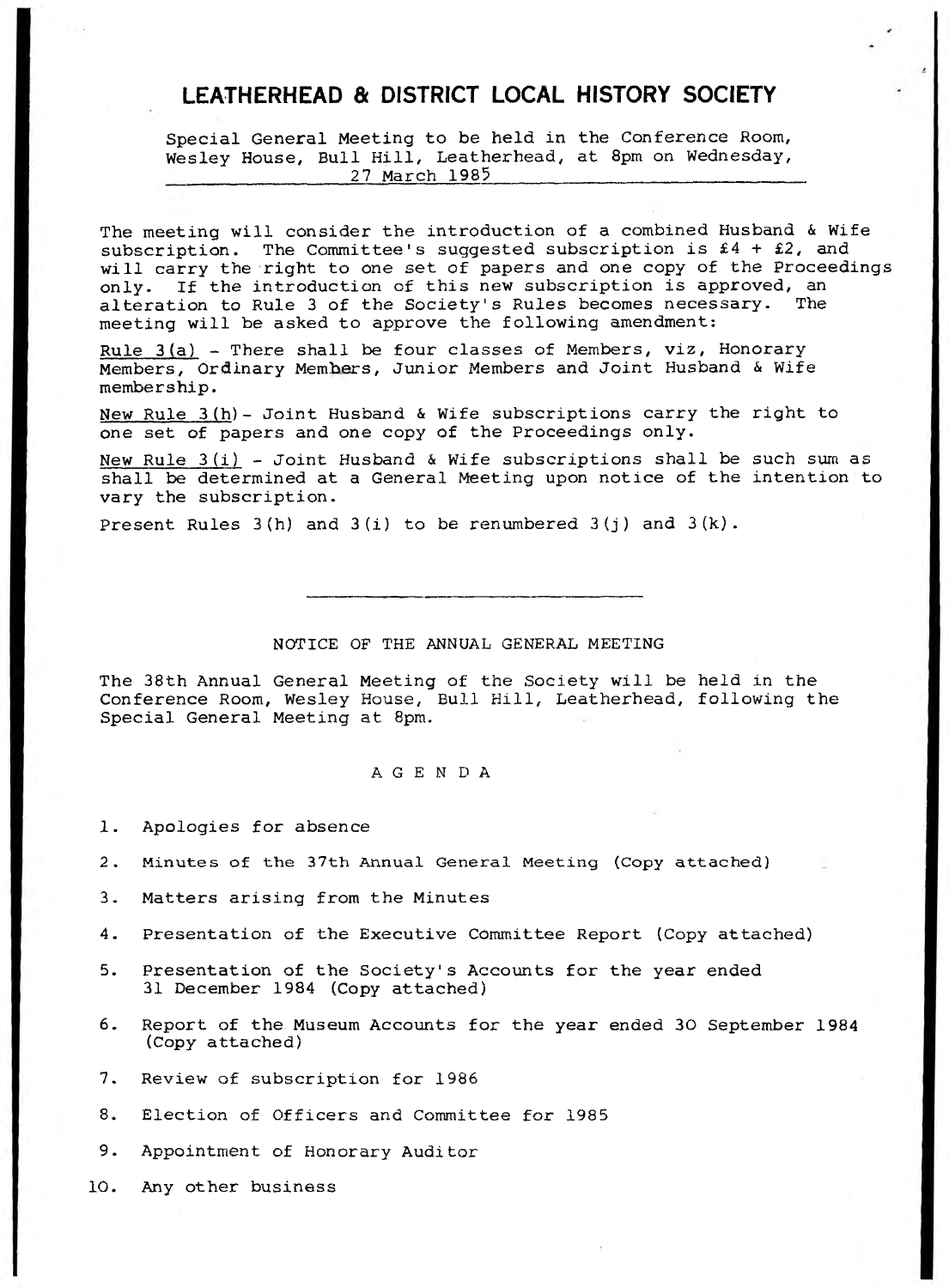# LEATHERHEAD & DISTRICT LOCAL HISTORY SOCIETY

Special General Meeting to be held in the Conference Room, Wesley House, Bull Hill, Leatherhead, at 8pm on Wednesday, 27 March 1985

The meeting will consider the introduction of a combined Husband & Wife subscription. The Committee's suggested subscription is £4 + £2, and will carry the right to one set of papers and one copy of the Proceedings only. If the introduction of this new subscription is approved, an alteration to Rule 3 of the Society's Rules becomes necessary. The meeting will be asked to approve the following amendment:

Rule 3(a) - There shall be four classes of Members, viz, Honorary Members, Ordinary Members, Junior Members and Joint Husband & Wife membership.

New Rule 3(h) - Joint Husband & Wife subscriptions carry the right to one set of papers and one copy of the Proceedings only.

New Rule 3(i) - Joint Husband & Wife subscriptions shall be such sum as shall be determined at a General Meeting upon notice of the intention to vary the subscription.

Present Rules 3(h) and 3(i) to be renumbered 3(j) and 3(k).

---

## NOTICE OF THE ANNUAL GENERAL MEETING

The 38th Annual General Meeting of the Society will be held in the Conference Room, Wesley House, Bull Hill, Leatherhead, following the Special General Meeting at 8pm.

### AGENDA

1. Apologies for absence
2. Minutes of the 37th Annual General Meeting (Copy attached)
3. Matters arising from the Minutes
4. Presentation of the Executive Committee Report (Copy attached)
5. Presentation of the Society's Accounts for the year ended 31 December 1984 (Copy attached)
6. Report of the Museum Accounts for the year ended 30 September 1984 (Copy attached)
7. Review of subscription for 1986
8. Election of Officers and Committee for 1985
9. Appointment of Honorary Auditor
10. Any other business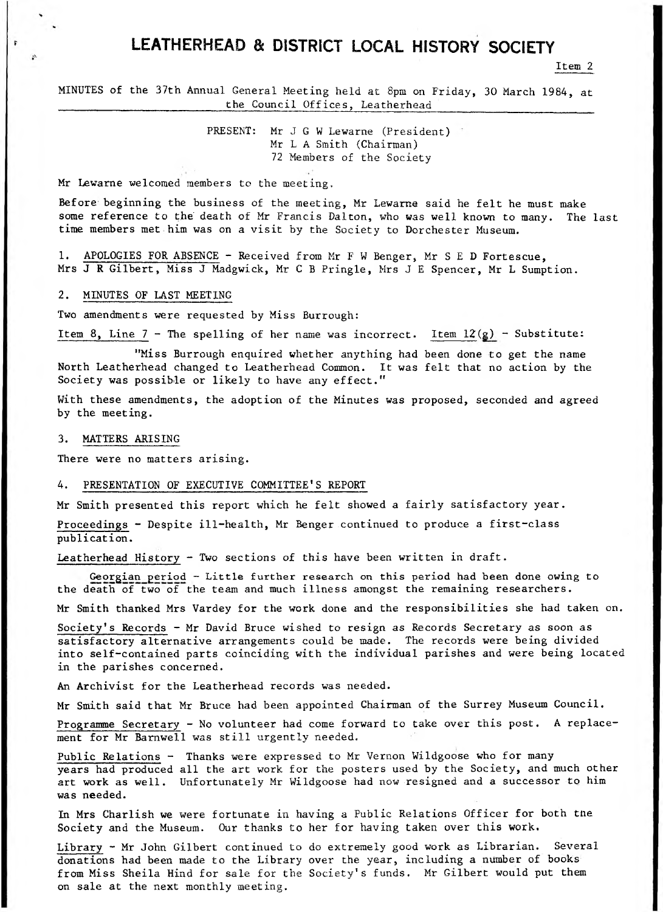# LEATHERHEAD & DISTRICT LOCAL HISTORY SOCIETY

Item 2

MINUTES of the 37th Annual General Meeting held at 8pm on Friday, 30 March 1984, at the Council Offices, Leatherhead

PRESENT: Mr J G W Lewarne (President)
Mr L A Smith (Chairman)
72 Members of the Society

Mr Lewarne welcomed members to the meeting.

Before beginning the business of the meeting, Mr Lewarne said he felt he must make some reference to the death of Mr Francis Dalton, who was well known to many. The last time members met him was on a visit by the Society to Dorchester Museum.

1. APOLOGIES FOR ABSENCE - Received from Mr F W Benger, Mr S E D Fortescue, Mrs J R Gilbert, Miss J Madgwick, Mr C B Pringle, Mrs J E Spencer, Mr L Sumption.

2. MINUTES OF LAST MEETING

Two amendments were requested by Miss Burrough:

Item 8, Line 7 - The spelling of her name was incorrect. Item 12(g) - Substitute:

"Miss Burrough enquired whether anything had been done to get the name North Leatherhead changed to Leatherhead Common. It was felt that no action by the Society was possible or likely to have any effect."

With these amendments, the adoption of the Minutes was proposed, seconded and agreed by the meeting.

3. MATTERS ARISING

There were no matters arising.

4. PRESENTATION OF EXECUTIVE COMMITTEE'S REPORT

Mr Smith presented this report which he felt showed a fairly satisfactory year.

Proceedings - Despite ill-health, Mr Benger continued to produce a first-class publication.

Leatherhead History - Two sections of this have been written in draft.

Georgian period - Little further research on this period had been done owing to the death of two of the team and much illness amongst the remaining researchers.

Mr Smith thanked Mrs Vardey for the work done and the responsibilities she had taken on.

Society's Records - Mr David Bruce wished to resign as Records Secretary as soon as satisfactory alternative arrangements could be made. The records were being divided into self-contained parts coinciding with the individual parishes and were being located in the parishes concerned.

An Archivist for the Leatherhead records was needed.

Mr Smith said that Mr Bruce had been appointed Chairman of the Surrey Museum Council.

Programme Secretary - No volunteer had come forward to take over this post. A replacement for Mr Barnwell was still urgently needed.

Public Relations - Thanks were expressed to Mr Vernon Wildgoose who for many years had produced all the art work for the posters used by the Society, and much other art work as well. Unfortunately Mr Wildgoose had now resigned and a successor to him was needed.

In Mrs Charlish we were fortunate in having a Public Relations Officer for both the Society and the Museum. Our thanks to her for having taken over this work.

Library - Mr John Gilbert continued to do extremely good work as Librarian. Several donations had been made to the Library over the year, including a number of books from Miss Sheila Hind for sale for the Society's funds. Mr Gilbert would put them on sale at the next monthly meeting.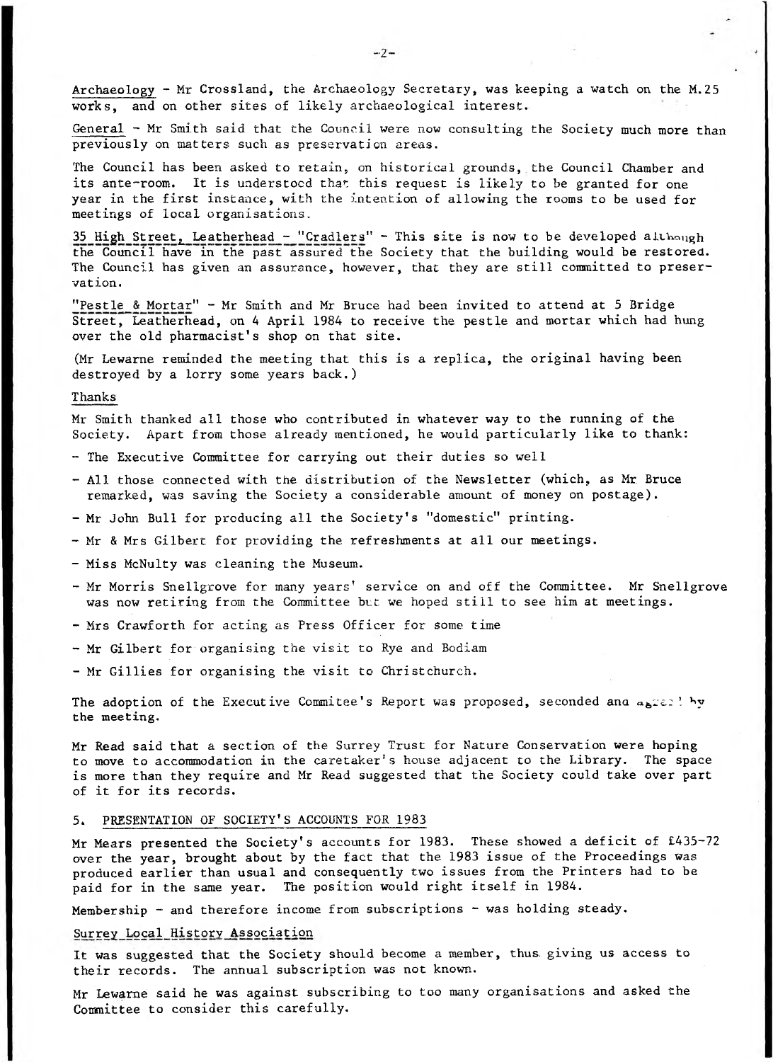Archaeology - Mr Crossland, the Archaeology Secretary, was keeping a watch on the M.25 works, and on other sites of likely archaeological interest.

General - Mr Smith said that the Council were now consulting the Society much more than previously on matters such as preservation areas.

The Council has been asked to retain, on historical grounds, the Council Chamber and its ante-room. It is understood that this request is likely to be granted for one year in the first instance, with the intention of allowing the rooms to be used for meetings of local organisations.

35 High Street, Leatherhead - "Cradlers" - This site is now to be developed although the Council have in the past assured the Society that the building would be restored. The Council has given an assurance, however, that they are still committed to preservation.

"Pestle & Mortar" - Mr Smith and Mr Bruce had been invited to attend at 5 Bridge Street, Leatherhead, on 4 April 1984 to receive the pestle and mortar which had hung over the old pharmacist's shop on that site.

(Mr Lewarne reminded the meeting that this is a replica, the original having been destroyed by a lorry some years back.)

Thanks

Mr Smith thanked all those who contributed in whatever way to the running of the Society. Apart from those already mentioned, he would particularly like to thank:

- The Executive Committee for carrying out their duties so well
- All those connected with the distribution of the Newsletter (which, as Mr Bruce remarked, was saving the Society a considerable amount of money on postage).
- Mr John Bull for producing all the Society's "domestic" printing.
- Mr & Mrs Gilbert for providing the refreshments at all our meetings.
- Miss McNulty was cleaning the Museum.
- Mr Morris Snellgrove for many years' service on and off the Committee. Mr Snellgrove was now retiring from the Committee but we hoped still to see him at meetings.
- Mrs Crawforth for acting as Press Officer for some time
- Mr Gilbert for organising the visit to Rye and Bodiam
- Mr Gillies for organising the visit to Christchurch.

The adoption of the Executive Commitee's Report was proposed, seconded and agreed by the meeting.

Mr Read said that a section of the Surrey Trust for Nature Conservation were hoping to move to accommodation in the caretaker's house adjacent to the Library. The space is more than they require and Mr Read suggested that the Society could take over part of it for its records.

## 5. PRESENTATION OF SOCIETY'S ACCOUNTS FOR 1983

Mr Mears presented the Society's accounts for 1983. These showed a deficit of £435-72 over the year, brought about by the fact that the 1983 issue of the Proceedings was produced earlier than usual and consequently two issues from the Printers had to be paid for in the same year. The position would right itself in 1984.

Membership - and therefore income from subscriptions - was holding steady.

Surrey Local History Association

It was suggested that the Society should become a member, thus giving us access to their records. The annual subscription was not known.

Mr Lewarne said he was against subscribing to too many organisations and asked the Committee to consider this carefully.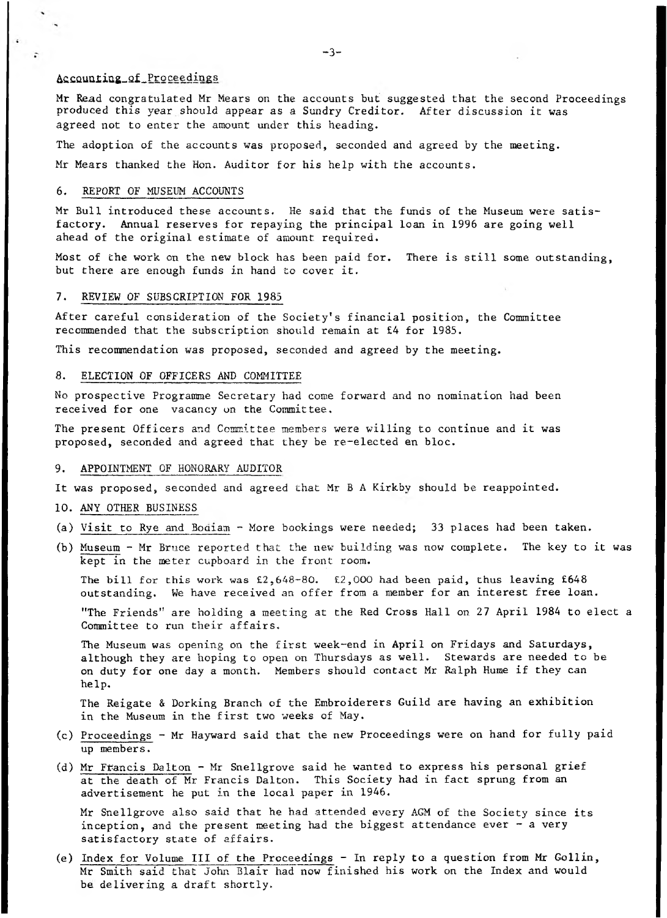## Accounting of Proceedings

Mr Read congratulated Mr Mears on the accounts but suggested that the second Proceedings produced this year should appear as a Sundry Creditor. After discussion it was agreed not to enter the amount under this heading.

The adoption of the accounts was proposed, seconded and agreed by the meeting.

Mr Mears thanked the Hon. Auditor for his help with the accounts.

## 6. REPORT OF MUSEUM ACCOUNTS

Mr Bull introduced these accounts. He said that the funds of the Museum were satisfactory. Annual reserves for repaying the principal loan in 1996 are going well ahead of the original estimate of amount required.

Most of the work on the new block has been paid for. There is still some outstanding, but there are enough funds in hand to cover it.

## 7. REVIEW OF SUBSCRIPTION FOR 1985

After careful consideration of the Society's financial position, the Committee recommended that the subscription should remain at £4 for 1985.

This recommendation was proposed, seconded and agreed by the meeting.

## 8. ELECTION OF OFFICERS AND COMMITTEE

No prospective Programme Secretary had come forward and no nomination had been received for one vacancy on the Committee.

The present Officers and Committee members were willing to continue and it was proposed, seconded and agreed that they be re-elected en bloc.

## 9. APPOINTMENT OF HONORARY AUDITOR

It was proposed, seconded and agreed that Mr B A Kirkby should be reappointed.

## 10. ANY OTHER BUSINESS

(a) Visit to Rye and Bodiam - More bookings were needed; 33 places had been taken.

(b) Museum - Mr Bruce reported that the new building was now complete. The key to it was kept in the meter cupboard in the front room.

The bill for this work was £2,648-80. £2,000 had been paid, thus leaving £648 outstanding. We have received an offer from a member for an interest free loan.

"The Friends" are holding a meeting at the Red Cross Hall on 27 April 1984 to elect a Committee to run their affairs.

The Museum was opening on the first week-end in April on Fridays and Saturdays, although they are hoping to open on Thursdays as well. Stewards are needed to be on duty for one day a month. Members should contact Mr Ralph Hume if they can help.

The Reigate & Dorking Branch of the Embroiderers Guild are having an exhibition in the Museum in the first two weeks of May.

(c) Proceedings - Mr Hayward said that the new Proceedings were on hand for fully paid up members.

(d) Mr Francis Dalton - Mr Snellgrove said he wanted to express his personal grief at the death of Mr Francis Dalton. This Society had in fact sprung from an advertisement he put in the local paper in 1946.

Mr Snellgrove also said that he had attended every AGM of the Society since its inception, and the present meeting had the biggest attendance ever - a very satisfactory state of affairs.

(e) Index for Volume III of the Proceedings - In reply to a question from Mr Gollin, Mr Smith said that John Blair had now finished his work on the Index and would be delivering a draft shortly.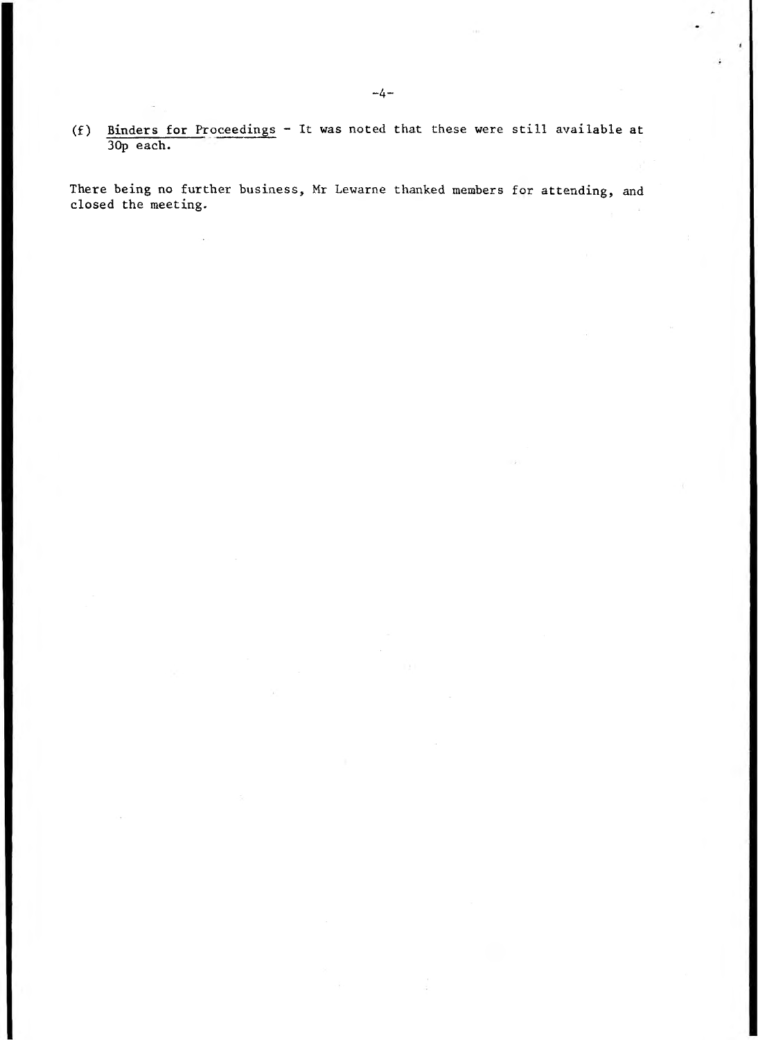(f) Binders for Proceedings - It was noted that these were still available at 30p each.

There being no further business, Mr Lewarne thanked members for attending, and closed the meeting.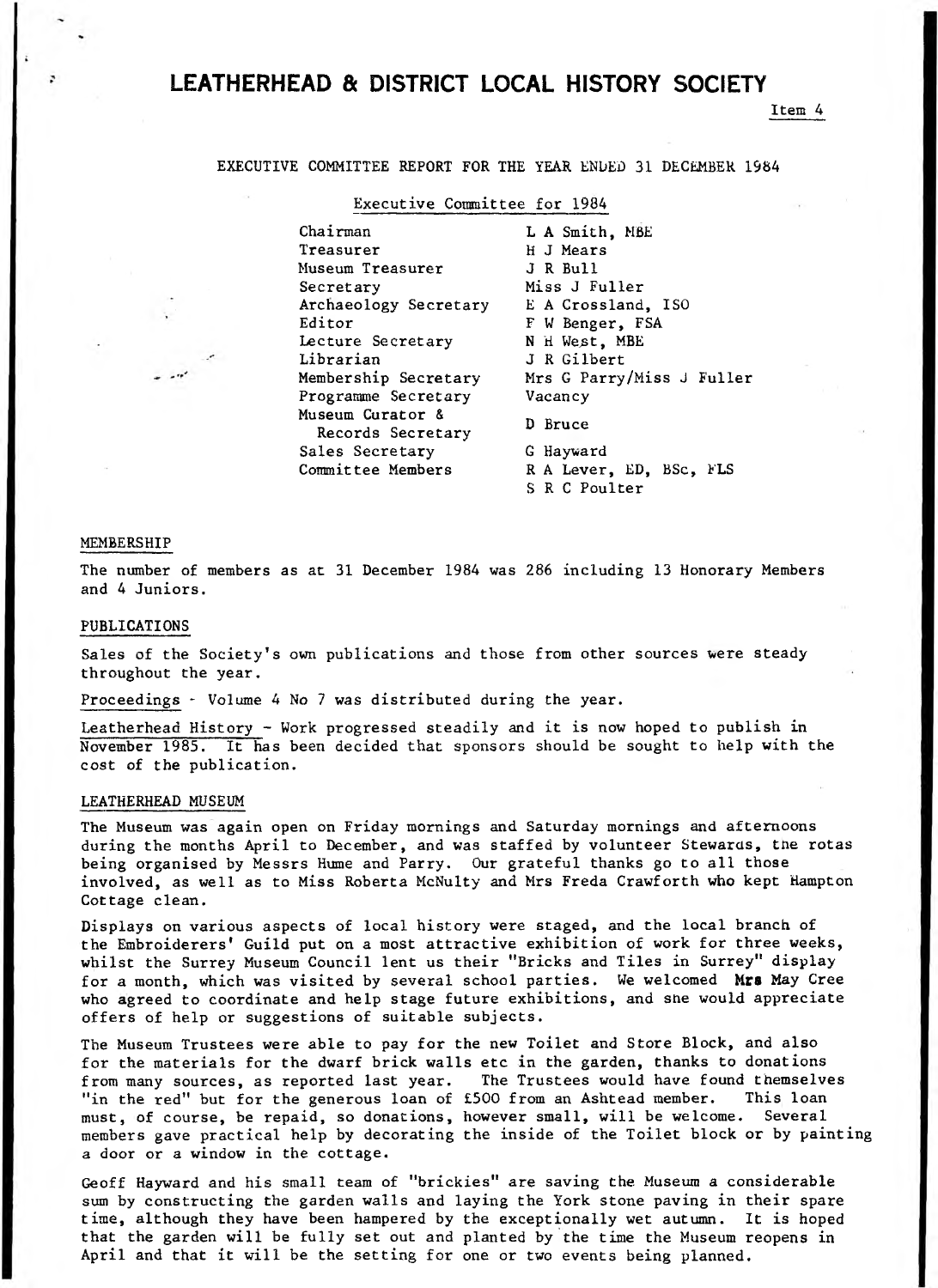# LEATHERHEAD & DISTRICT LOCAL HISTORY SOCIETY

Item 4

EXECUTIVE COMMITTEE REPORT FOR THE YEAR ENDED 31 DECEMBER 1984

Executive Committee for 1984

| | |
|---|---|
| Chairman | L A Smith, MBE |
| Treasurer | H J Mears |
| Museum Treasurer | J R Bull |
| Secretary | Miss J Fuller |
| Archaeology Secretary | E A Crossland, ISO |
| Editor | F W Benger, FSA |
| Lecture Secretary | N H West, MBE |
| Librarian | J R Gilbert |
| Membership Secretary | Mrs G Parry/Miss J Fuller |
| Programme Secretary | Vacancy |
| Museum Curator & Records Secretary | D Bruce |
| Sales Secretary | G Hayward |
| Committee Members | R A Lever, ED, BSc, FLS |
| | S R C Poulter |

## MEMBERSHIP

The number of members as at 31 December 1984 was 286 including 13 Honorary Members and 4 Juniors.

## PUBLICATIONS

Sales of the Society's own publications and those from other sources were steady throughout the year.

Proceedings - Volume 4 No 7 was distributed during the year.

Leatherhead History - Work progressed steadily and it is now hoped to publish in November 1985. It has been decided that sponsors should be sought to help with the cost of the publication.

## LEATHERHEAD MUSEUM

The Museum was again open on Friday mornings and Saturday mornings and afternoons during the months April to December, and was staffed by volunteer Stewards, the rotas being organised by Messrs Hume and Parry. Our grateful thanks go to all those involved, as well as to Miss Roberta McNulty and Mrs Freda Crawforth who kept Hampton Cottage clean.

Displays on various aspects of local history were staged, and the local branch of the Embroiderers' Guild put on a most attractive exhibition of work for three weeks, whilst the Surrey Museum Council lent us their "Bricks and Tiles in Surrey" display for a month, which was visited by several school parties. We welcomed Mrs May Cree who agreed to coordinate and help stage future exhibitions, and she would appreciate offers of help or suggestions of suitable subjects.

The Museum Trustees were able to pay for the new Toilet and Store Block, and also for the materials for the dwarf brick walls etc in the garden, thanks to donations from many sources, as reported last year. The Trustees would have found themselves "in the red" but for the generous loan of £500 from an Ashtead member. This loan must, of course, be repaid, so donations, however small, will be welcome. Several members gave practical help by decorating the inside of the Toilet block or by painting a door or a window in the cottage.

Geoff Hayward and his small team of "brickies" are saving the Museum a considerable sum by constructing the garden walls and laying the York stone paving in their spare time, although they have been hampered by the exceptionally wet autumn. It is hoped that the garden will be fully set out and planted by the time the Museum reopens in April and that it will be the setting for one or two events being planned.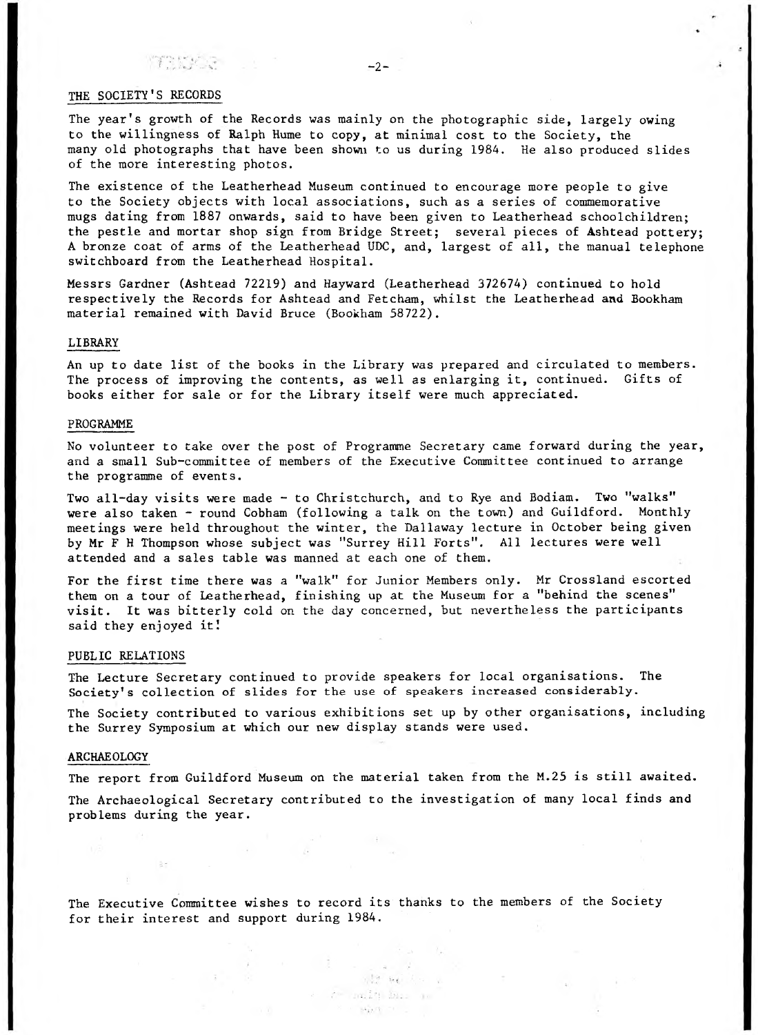## THE SOCIETY'S RECORDS

The year's growth of the Records was mainly on the photographic side, largely owing to the willingness of Ralph Hume to copy, at minimal cost to the Society, the many old photographs that have been shown to us during 1984. He also produced slides of the more interesting photos.

The existence of the Leatherhead Museum continued to encourage more people to give to the Society objects with local associations, such as a series of commemorative mugs dating from 1887 onwards, said to have been given to Leatherhead schoolchildren; the pestle and mortar shop sign from Bridge Street; several pieces of Ashtead pottery; A bronze coat of arms of the Leatherhead UDC, and, largest of all, the manual telephone switchboard from the Leatherhead Hospital.

Messrs Gardner (Ashtead 72219) and Hayward (Leatherhead 372674) continued to hold respectively the Records for Ashtead and Fetcham, whilst the Leatherhead and Bookham material remained with David Bruce (Bookham 58722).

## LIBRARY

An up to date list of the books in the Library was prepared and circulated to members. The process of improving the contents, as well as enlarging it, continued. Gifts of books either for sale or for the Library itself were much appreciated.

## PROGRAMME

No volunteer to take over the post of Programme Secretary came forward during the year, and a small Sub-committee of members of the Executive Committee continued to arrange the programme of events.

Two all-day visits were made - to Christchurch, and to Rye and Bodiam. Two "walks" were also taken - round Cobham (following a talk on the town) and Guildford. Monthly meetings were held throughout the winter, the Dallaway lecture in October being given by Mr F H Thompson whose subject was "Surrey Hill Forts". All lectures were well attended and a sales table was manned at each one of them.

For the first time there was a "walk" for Junior Members only. Mr Crossland escorted them on a tour of Leatherhead, finishing up at the Museum for a "behind the scenes" visit. It was bitterly cold on the day concerned, but nevertheless the participants said they enjoyed it!

## PUBLIC RELATIONS

The Lecture Secretary continued to provide speakers for local organisations. The Society's collection of slides for the use of speakers increased considerably.

The Society contributed to various exhibitions set up by other organisations, including the Surrey Symposium at which our new display stands were used.

## ARCHAEOLOGY

The report from Guildford Museum on the material taken from the M.25 is still awaited.

The Archaeological Secretary contributed to the investigation of many local finds and problems during the year.

The Executive Committee wishes to record its thanks to the members of the Society for their interest and support during 1984.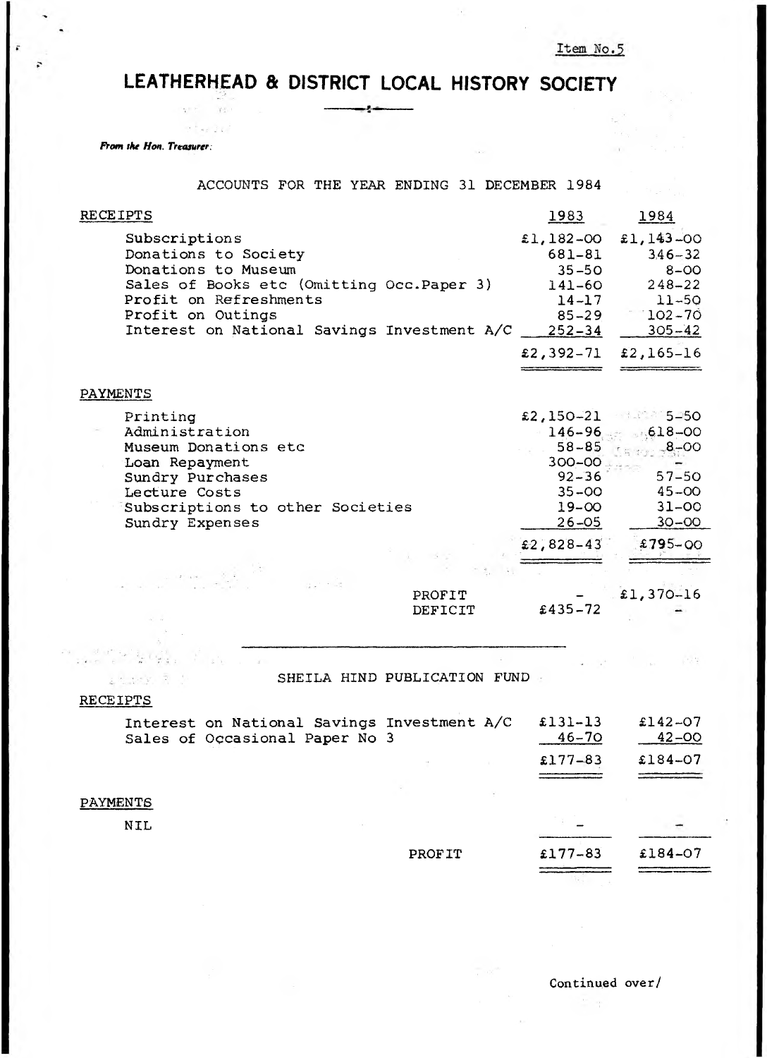Item No.5

# LEATHERHEAD & DISTRICT LOCAL HISTORY SOCIETY

*From the Hon. Treasurer:*

ACCOUNTS FOR THE YEAR ENDING 31 DECEMBER 1984

| | 1983 | 1984 |
|---|---|---|
| **RECEIPTS** | | |
| Subscriptions | £1,182-00 | £1,143-00 |
| Donations to Society | 681-81 | 346-32 |
| Donations to Museum | 35-50 | 8-00 |
| Sales of Books etc (Omitting Occ.Paper 3) | 141-60 | 248-22 |
| Profit on Refreshments | 14-17 | 11-50 |
| Profit on Outings | 85-29 | 102-70 |
| Interest on National Savings Investment A/C | 252-34 | 305-42 |
| | £2,392-71 | £2,165-16 |
| **PAYMENTS** | | |
| Printing | £2,150-21 | 5-50 |
| Administration | 146-96 | 618-00 |
| Museum Donations etc | 58-85 | 8-00 |
| Loan Repayment | 300-00 | - |
| Sundry Purchases | 92-36 | 57-50 |
| Lecture Costs | 35-00 | 45-00 |
| Subscriptions to other Societies | 19-00 | 31-00 |
| Sundry Expenses | 26-05 | 30-00 |
| | £2,828-43 | £795-00 |
| PROFIT | - | £1,370-16 |
| DEFICIT | £435-72 | - |

SHEILA HIND PUBLICATION FUND

| | 1983 | 1984 |
|---|---|---|
| **RECEIPTS** | | |
| Interest on National Savings Investment A/C | £131-13 | £142-07 |
| Sales of Occasional Paper No 3 | 46-70 | 42-00 |
| | £177-83 | £184-07 |
| **PAYMENTS** | | |
| NIL | - | - |
| PROFIT | £177-83 | £184-07 |

Continued over/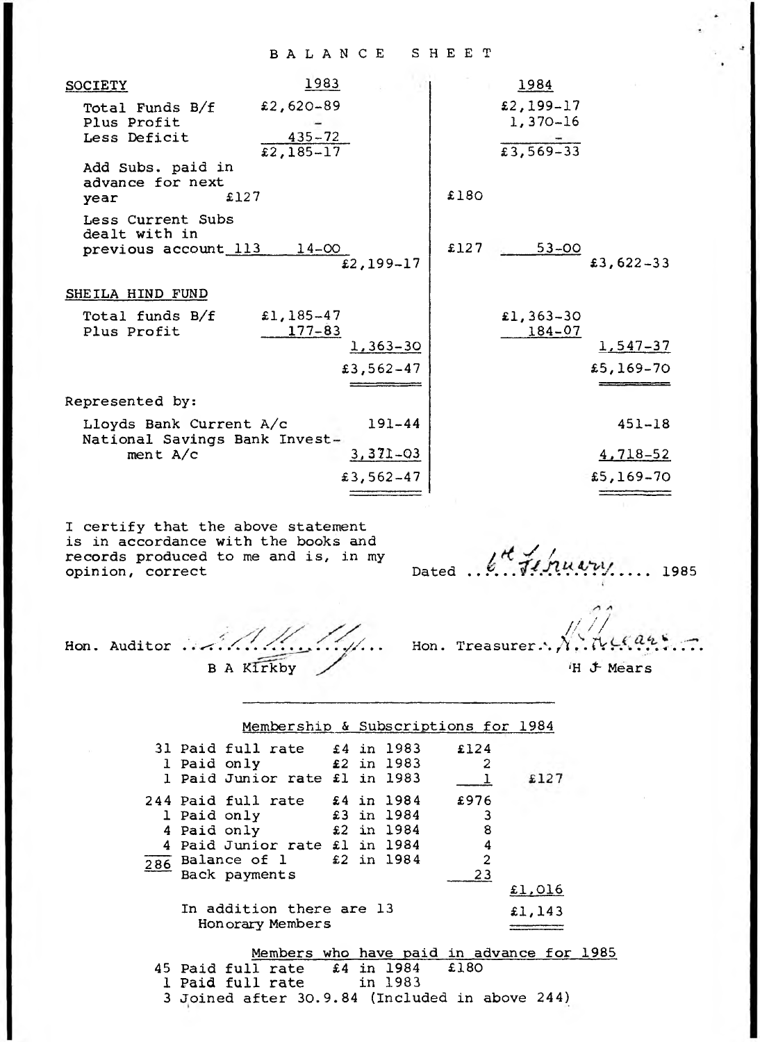# BALANCE SHEET

| SOCIETY | 1983 | | | 1984 | |
|---|---|---|---|---|---|
| Total Funds B/f | £2,620-89 | | | £2,199-17 | |
| Plus Profit | - | | | 1,370-16 | |
| Less Deficit | 435-72 | | | - | |
| | £2,185-17 | | | £3,569-33 | |
| Add Subs. paid in advance for next year £127 | | | £180 | | |
| Less Current Subs dealt with in previous account 113 | 14-00 | £2,199-17 | £127 | 53-00 | £3,622-33 |
| **SHEILA HIND FUND** | | | | | |
| Total funds B/f | £1,185-47 | | | £1,363-30 | |
| Plus Profit | 177-83 | 1,363-30 | | 184-07 | 1,547-37 |
| | | £3,562-47 | | | £5,169-70 |
| Represented by: | | | | | |
| Lloyds Bank Current A/c | | 191-44 | | | 451-18 |
| National Savings Bank Investment A/c | | 3,371-03 | | | 4,718-52 |
| | | £3,562-47 | | | £5,169-70 |

I certify that the above statement is in accordance with the books and records produced to me and is, in my opinion, correct

Dated 6th February 1985

Hon. Auditor ............ B A Kirkby

Hon. Treasurer ............ H J Mears

---

## Membership & Subscriptions for 1984

| | | | |
|---|---|---|---|
| 31 Paid full rate | £4 in 1983 | £124 | |
| 1 Paid only | £2 in 1983 | 2 | |
| 1 Paid Junior rate | £1 in 1983 | 1 | £127 |
| 244 Paid full rate | £4 in 1984 | £976 | |
| 1 Paid only | £3 in 1984 | 3 | |
| 4 Paid only | £2 in 1984 | 8 | |
| 4 Paid Junior rate | £1 in 1984 | 4 | |
| 286 Balance of 1 | £2 in 1984 | 2 | |
| Back payments | | 23 | |
| | | | £1,016 |
| In addition there are 13 Honorary Members | | | £1,143 |

### Members who have paid in advance for 1985

| | | |
|---|---|---|
| 45 Paid full rate | £4 in 1984 | £180 |
| 1 Paid full rate | in 1983 | |

3 Joined after 30.9.84 (Included in above 244)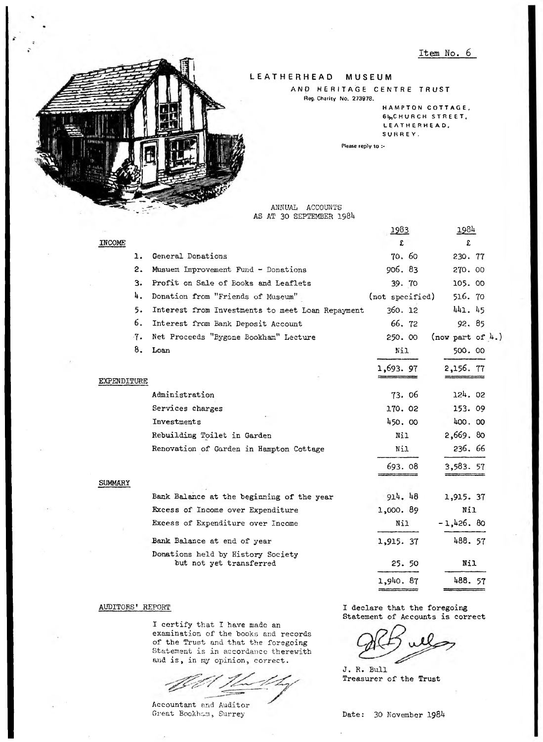Item No. 6

# LEATHERHEAD MUSEUM

AND HERITAGE CENTRE TRUST

Reg. Charity No. 273978.

HAMPTON COTTAGE,
64, CHURCH STREET,
LEATHERHEAD,
SURREY.

Please reply to :-

ANNUAL ACCOUNTS
AS AT 30 SEPTEMBER 1984

| | | 1983 | 1984 |
|---|---|---|---|
| **INCOME** | | £ | £ |
| 1. | General Donations | 70. 60 | 230. 77 |
| 2. | Musuem Improvement Fund - Donations | 906. 83 | 270. 00 |
| 3. | Profit on Sale of Books and Leaflets | 39. 70 | 105. 00 |
| 4. | Donation from "Friends of Museum" | (not specified) | 516. 70 |
| 5. | Interest from Investments to meet Loan Repayment | 360. 12 | 441. 45 |
| 6. | Interest from Bank Deposit Account | 66. 72 | 92. 85 |
| 7. | Net Proceeds "Bygone Bookham" Lecture | 250. 00 | (now part of 4.) |
| 8. | Loan | Nil | 500. 00 |
| | | 1,693. 97 | 2,156. 77 |
| **EXPENDITURE** | | | |
| | Administration | 73. 06 | 124. 02 |
| | Services charges | 170. 02 | 153. 09 |
| | Investments | 450. 00 | 400. 00 |
| | Rebuilding Toilet in Garden | Nil | 2,669. 80 |
| | Renovation of Garden in Hampton Cottage | Nil | 236. 66 |
| | | 693. 08 | 3,583. 57 |
| **SUMMARY** | | | |
| | Bank Balance at the beginning of the year | 914. 48 | 1,915. 37 |
| | Excess of Income over Expenditure | 1,000. 89 | Nil |
| | Excess of Expenditure over Income | Nil | -1,426. 80 |
| | Bank Balance at end of year | 1,915. 37 | 488. 57 |
| | Donations held by History Society but not yet transferred | 25. 50 | Nil |
| | | 1,940. 87 | 488. 57 |

## AUDITORS' REPORT

I certify that I have made an examination of the books and records of the Trust and that the foregoing Statement is in accordance therewith and is, in my opinion, correct.

Accountant and Auditor
Great Bookham, Surrey

I declare that the foregoing Statement of Accounts is correct

J. R. Bull
Treasurer of the Trust

Date: 30 November 1984